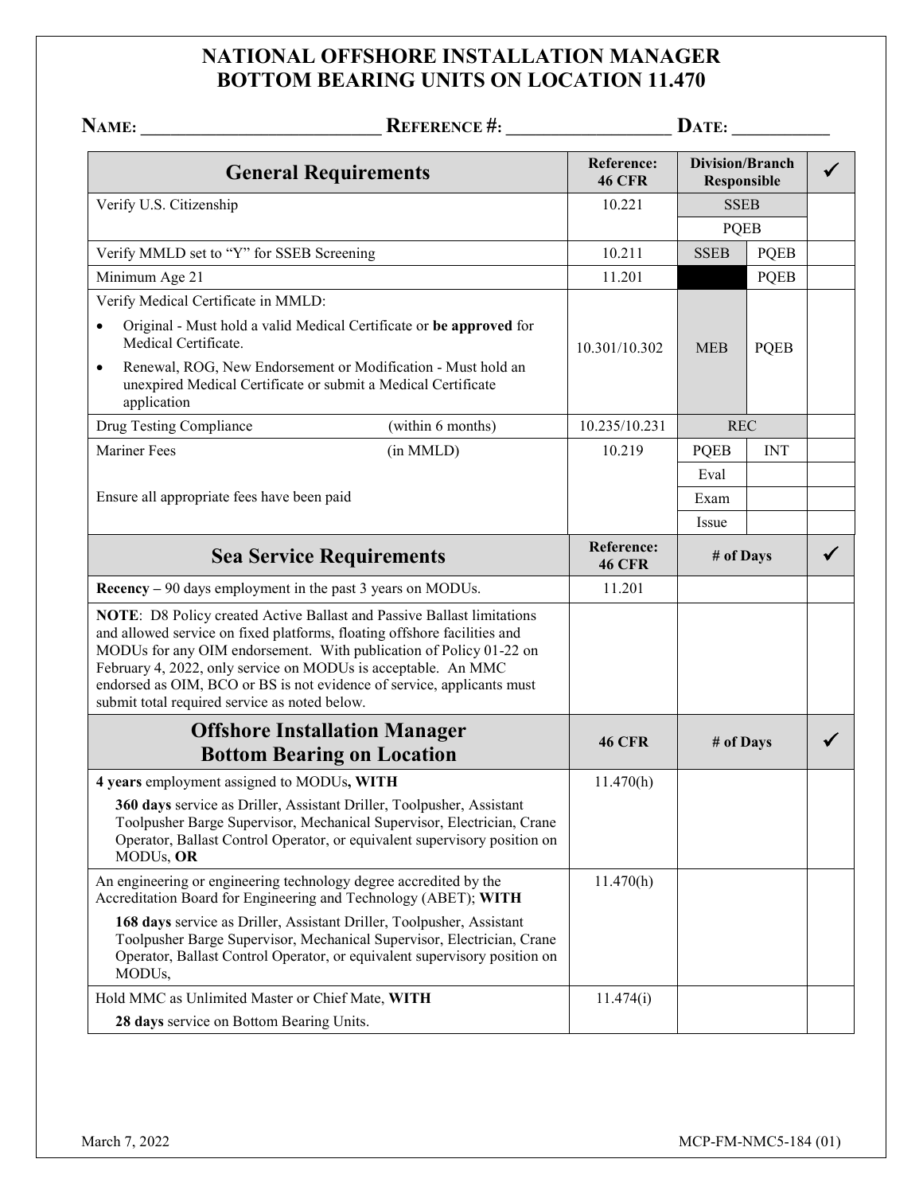# NATIONAL OFFSHORE INSTALLATION MANAGER
# BOTTOM BEARING UNITS ON LOCATION 11.470

**NAME:** ___________________________ **REFERENCE #:** __________________ **DATE:** ___________

| General Requirements | | Reference: 46 CFR | Division/Branch Responsible | | ✓ |
|---|---|---|---|---|---|
| Verify U.S. Citizenship | | 10.221 | SSEB | | |
| | | | PQEB | | |
| Verify MMLD set to "Y" for SSEB Screening | | 10.211 | SSEB | PQEB | |
| Minimum Age 21 | | 11.201 | | PQEB | |
| Verify Medical Certificate in MMLD:<br>• Original - Must hold a valid Medical Certificate or **be approved** for Medical Certificate.<br>• Renewal, ROG, New Endorsement or Modification - Must hold an unexpired Medical Certificate or submit a Medical Certificate application | | 10.301/10.302 | MEB | PQEB | |
| Drug Testing Compliance | (within 6 months) | 10.235/10.231 | REC | | |
| Mariner Fees | (in MMLD) | 10.219 | PQEB | INT | |
| | | | Eval | | |
| Ensure all appropriate fees have been paid | | | Exam | | |
| | | | Issue | | |

| Sea Service Requirements | Reference: 46 CFR | # of Days | ✓ |
|---|---|---|---|
| **Recency –** 90 days employment in the past 3 years on MODUs. | 11.201 | | |
| **NOTE**: D8 Policy created Active Ballast and Passive Ballast limitations and allowed service on fixed platforms, floating offshore facilities and MODUs for any OIM endorsement. With publication of Policy 01-22 on February 4, 2022, only service on MODUs is acceptable. An MMC endorsed as OIM, BCO or BS is not evidence of service, applicants must submit total required service as noted below. | | | |

| Offshore Installation Manager Bottom Bearing on Location | 46 CFR | # of Days | ✓ |
|---|---|---|---|
| **4 years** employment assigned to MODUs**, WITH**<br>**360 days** service as Driller, Assistant Driller, Toolpusher, Assistant Toolpusher Barge Supervisor, Mechanical Supervisor, Electrician, Crane Operator, Ballast Control Operator, or equivalent supervisory position on MODUs, **OR** | 11.470(h) | | |
| An engineering or engineering technology degree accredited by the Accreditation Board for Engineering and Technology (ABET); **WITH**<br>**168 days** service as Driller, Assistant Driller, Toolpusher, Assistant Toolpusher Barge Supervisor, Mechanical Supervisor, Electrician, Crane Operator, Ballast Control Operator, or equivalent supervisory position on MODUs, | 11.470(h) | | |
| Hold MMC as Unlimited Master or Chief Mate, **WITH**<br>**28 days** service on Bottom Bearing Units. | 11.474(i) | | |

March 7, 2022 MCP-FM-NMC5-184 (01)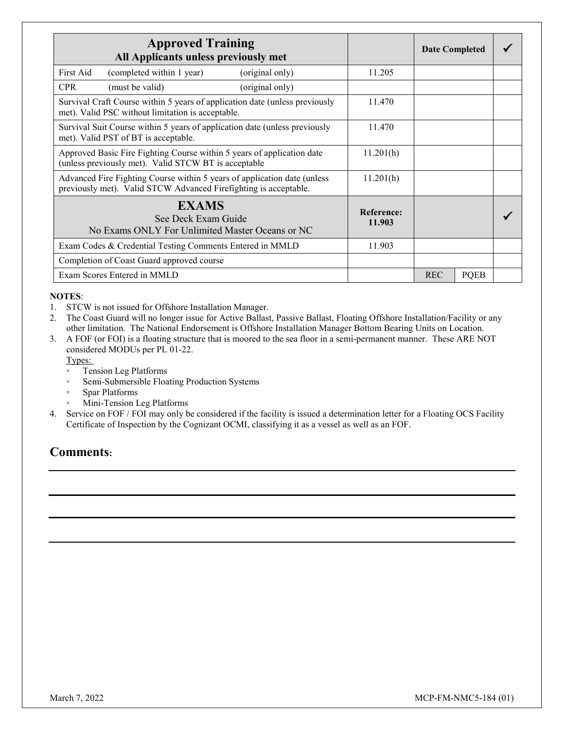| **Approved Training**<br>**All Applicants unless previously met** | | **Date Completed** | | ✓ |
|---|---|---|---|---|
| First Aid (completed within 1 year) (original only) | 11.205 | | | |
| CPR (must be valid) (original only) | | | | |
| Survival Craft Course within 5 years of application date (unless previously met). Valid PSC without limitation is acceptable. | 11.470 | | | |
| Survival Suit Course within 5 years of application date (unless previously met). Valid PST of BT is acceptable. | 11.470 | | | |
| Approved Basic Fire Fighting Course within 5 years of application date (unless previously met). Valid STCW BT is acceptable | 11.201(h) | | | |
| Advanced Fire Fighting Course within 5 years of application date (unless previously met). Valid STCW Advanced Firefighting is acceptable. | 11.201(h) | | | |
| **EXAMS**<br>See Deck Exam Guide<br>No Exams ONLY For Unlimited Master Oceans or NC | **Reference: 11.903** | | | ✓ |
| Exam Codes & Credential Testing Comments Entered in MMLD | 11.903 | | | |
| Completion of Coast Guard approved course | | | | |
| Exam Scores Entered in MMLD | | REC | PQEB | |

**NOTES**:

1. STCW is not issued for Offshore Installation Manager.
2. The Coast Guard will no longer issue for Active Ballast, Passive Ballast, Floating Offshore Installation/Facility or any other limitation. The National Endorsement is Offshore Installation Manager Bottom Bearing Units on Location.
3. A FOF (or FOI) is a floating structure that is moored to the sea floor in a semi-permanent manner. These ARE NOT considered MODUs per PL 01-22.

   Types:
   - Tension Leg Platforms
   - Semi-Submersible Floating Production Systems
   - Spar Platforms
   - Mini-Tension Leg Platforms
4. Service on FOF / FOI may only be considered if the facility is issued a determination letter for a Floating OCS Facility Certificate of Inspection by the Cognizant OCMI, classifying it as a vessel as well as an FOF.

## Comments:

March 7, 2022 MCP-FM-NMC5-184 (01)